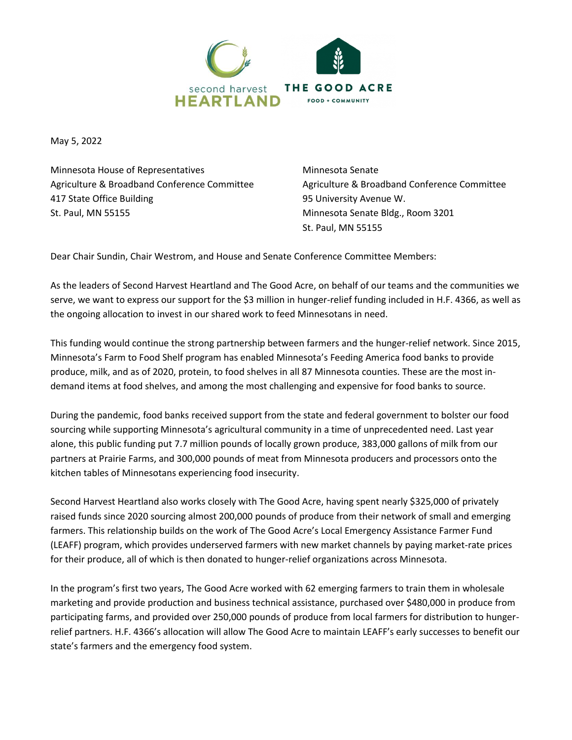second harvest HEARTLAND | THE GOOD ACRE FOOD + COMMUNITY

May 5, 2022

Minnesota House of Representatives
Agriculture & Broadband Conference Committee
417 State Office Building
St. Paul, MN 55155

Minnesota Senate
Agriculture & Broadband Conference Committee
95 University Avenue W.
Minnesota Senate Bldg., Room 3201
St. Paul, MN 55155

Dear Chair Sundin, Chair Westrom, and House and Senate Conference Committee Members:

As the leaders of Second Harvest Heartland and The Good Acre, on behalf of our teams and the communities we serve, we want to express our support for the $3 million in hunger-relief funding included in H.F. 4366, as well as the ongoing allocation to invest in our shared work to feed Minnesotans in need.

This funding would continue the strong partnership between farmers and the hunger-relief network. Since 2015, Minnesota's Farm to Food Shelf program has enabled Minnesota's Feeding America food banks to provide produce, milk, and as of 2020, protein, to food shelves in all 87 Minnesota counties. These are the most in-demand items at food shelves, and among the most challenging and expensive for food banks to source.

During the pandemic, food banks received support from the state and federal government to bolster our food sourcing while supporting Minnesota's agricultural community in a time of unprecedented need. Last year alone, this public funding put 7.7 million pounds of locally grown produce, 383,000 gallons of milk from our partners at Prairie Farms, and 300,000 pounds of meat from Minnesota producers and processors onto the kitchen tables of Minnesotans experiencing food insecurity.

Second Harvest Heartland also works closely with The Good Acre, having spent nearly $325,000 of privately raised funds since 2020 sourcing almost 200,000 pounds of produce from their network of small and emerging farmers. This relationship builds on the work of The Good Acre's Local Emergency Assistance Farmer Fund (LEAFF) program, which provides underserved farmers with new market channels by paying market-rate prices for their produce, all of which is then donated to hunger-relief organizations across Minnesota.

In the program's first two years, The Good Acre worked with 62 emerging farmers to train them in wholesale marketing and provide production and business technical assistance, purchased over $480,000 in produce from participating farms, and provided over 250,000 pounds of produce from local farmers for distribution to hunger-relief partners. H.F. 4366's allocation will allow The Good Acre to maintain LEAFF's early successes to benefit our state's farmers and the emergency food system.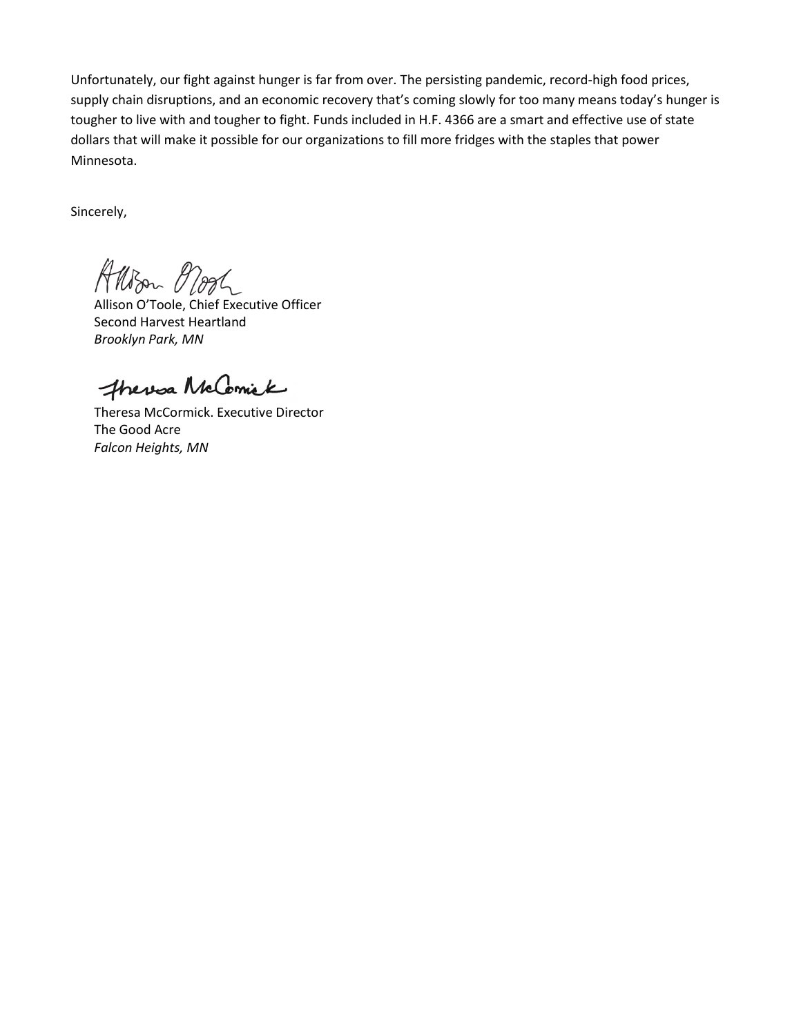Unfortunately, our fight against hunger is far from over. The persisting pandemic, record-high food prices, supply chain disruptions, and an economic recovery that's coming slowly for too many means today's hunger is tougher to live with and tougher to fight. Funds included in H.F. 4366 are a smart and effective use of state dollars that will make it possible for our organizations to fill more fridges with the staples that power Minnesota.

Sincerely,

Allison O'Toole, Chief Executive Officer
Second Harvest Heartland
*Brooklyn Park, MN*

Theresa McCormick. Executive Director
The Good Acre
*Falcon Heights, MN*